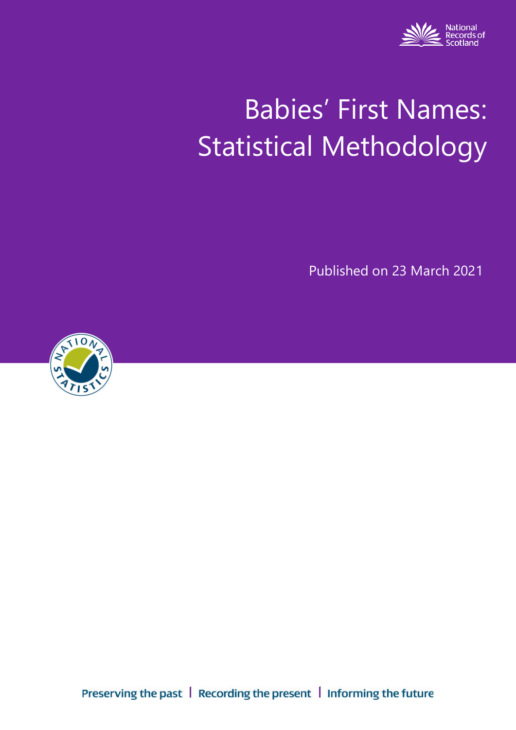National Records of Scotland

# Babies' First Names: Statistical Methodology

Published on 23 March 2021

Preserving the past | Recording the present | Informing the future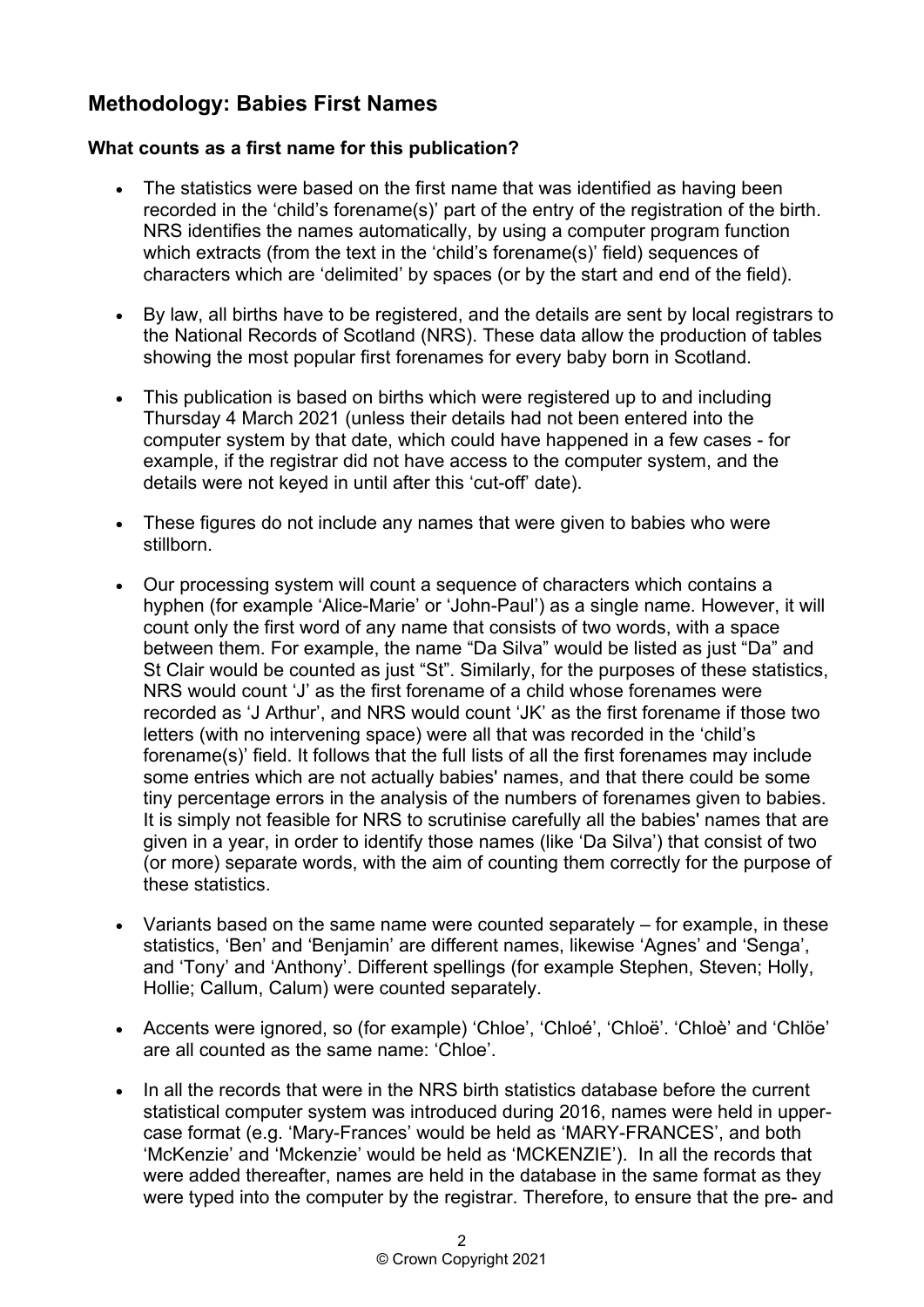## Methodology: Babies First Names

### What counts as a first name for this publication?

- The statistics were based on the first name that was identified as having been recorded in the 'child's forename(s)' part of the entry of the registration of the birth. NRS identifies the names automatically, by using a computer program function which extracts (from the text in the 'child's forename(s)' field) sequences of characters which are 'delimited' by spaces (or by the start and end of the field).

- By law, all births have to be registered, and the details are sent by local registrars to the National Records of Scotland (NRS). These data allow the production of tables showing the most popular first forenames for every baby born in Scotland.

- This publication is based on births which were registered up to and including Thursday 4 March 2021 (unless their details had not been entered into the computer system by that date, which could have happened in a few cases - for example, if the registrar did not have access to the computer system, and the details were not keyed in until after this 'cut-off' date).

- These figures do not include any names that were given to babies who were stillborn.

- Our processing system will count a sequence of characters which contains a hyphen (for example 'Alice-Marie' or 'John-Paul') as a single name. However, it will count only the first word of any name that consists of two words, with a space between them. For example, the name "Da Silva" would be listed as just "Da" and St Clair would be counted as just "St". Similarly, for the purposes of these statistics, NRS would count 'J' as the first forename of a child whose forenames were recorded as 'J Arthur', and NRS would count 'JK' as the first forename if those two letters (with no intervening space) were all that was recorded in the 'child's forename(s)' field. It follows that the full lists of all the first forenames may include some entries which are not actually babies' names, and that there could be some tiny percentage errors in the analysis of the numbers of forenames given to babies. It is simply not feasible for NRS to scrutinise carefully all the babies' names that are given in a year, in order to identify those names (like 'Da Silva') that consist of two (or more) separate words, with the aim of counting them correctly for the purpose of these statistics.

- Variants based on the same name were counted separately – for example, in these statistics, 'Ben' and 'Benjamin' are different names, likewise 'Agnes' and 'Senga', and 'Tony' and 'Anthony'. Different spellings (for example Stephen, Steven; Holly, Hollie; Callum, Calum) were counted separately.

- Accents were ignored, so (for example) 'Chloe', 'Chloé', 'Chloë'. 'Chloè' and 'Chlöe' are all counted as the same name: 'Chloe'.

- In all the records that were in the NRS birth statistics database before the current statistical computer system was introduced during 2016, names were held in upper-case format (e.g. 'Mary-Frances' would be held as 'MARY-FRANCES', and both 'McKenzie' and 'Mckenzie' would be held as 'MCKENZIE'). In all the records that were added thereafter, names are held in the database in the same format as they were typed into the computer by the registrar. Therefore, to ensure that the pre- and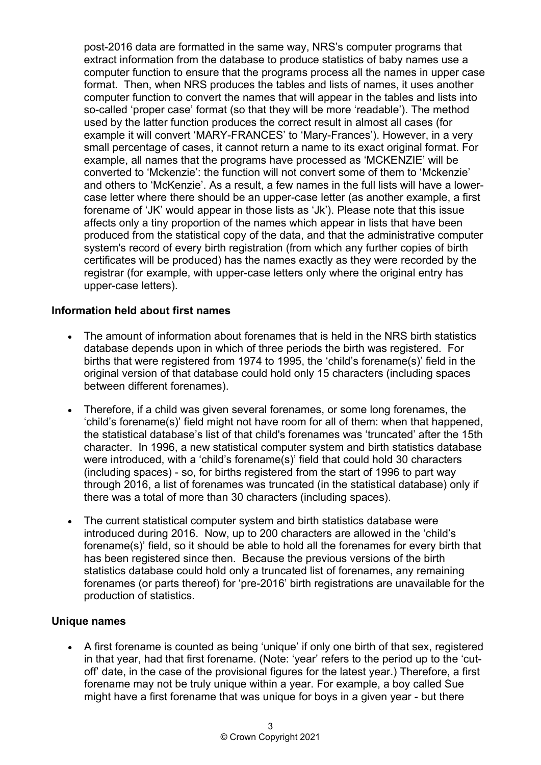post-2016 data are formatted in the same way, NRS's computer programs that extract information from the database to produce statistics of baby names use a computer function to ensure that the programs process all the names in upper case format. Then, when NRS produces the tables and lists of names, it uses another computer function to convert the names that will appear in the tables and lists into so-called 'proper case' format (so that they will be more 'readable'). The method used by the latter function produces the correct result in almost all cases (for example it will convert 'MARY-FRANCES' to 'Mary-Frances'). However, in a very small percentage of cases, it cannot return a name to its exact original format. For example, all names that the programs have processed as 'MCKENZIE' will be converted to 'Mckenzie': the function will not convert some of them to 'Mckenzie' and others to 'McKenzie'. As a result, a few names in the full lists will have a lower-case letter where there should be an upper-case letter (as another example, a first forename of 'JK' would appear in those lists as 'Jk'). Please note that this issue affects only a tiny proportion of the names which appear in lists that have been produced from the statistical copy of the data, and that the administrative computer system's record of every birth registration (from which any further copies of birth certificates will be produced) has the names exactly as they were recorded by the registrar (for example, with upper-case letters only where the original entry has upper-case letters).

**Information held about first names**

- The amount of information about forenames that is held in the NRS birth statistics database depends upon in which of three periods the birth was registered. For births that were registered from 1974 to 1995, the 'child's forename(s)' field in the original version of that database could hold only 15 characters (including spaces between different forenames).

- Therefore, if a child was given several forenames, or some long forenames, the 'child's forename(s)' field might not have room for all of them: when that happened, the statistical database's list of that child's forenames was 'truncated' after the 15th character. In 1996, a new statistical computer system and birth statistics database were introduced, with a 'child's forename(s)' field that could hold 30 characters (including spaces) - so, for births registered from the start of 1996 to part way through 2016, a list of forenames was truncated (in the statistical database) only if there was a total of more than 30 characters (including spaces).

- The current statistical computer system and birth statistics database were introduced during 2016. Now, up to 200 characters are allowed in the 'child's forename(s)' field, so it should be able to hold all the forenames for every birth that has been registered since then. Because the previous versions of the birth statistics database could hold only a truncated list of forenames, any remaining forenames (or parts thereof) for 'pre-2016' birth registrations are unavailable for the production of statistics.

**Unique names**

- A first forename is counted as being 'unique' if only one birth of that sex, registered in that year, had that first forename. (Note: 'year' refers to the period up to the 'cut-off' date, in the case of the provisional figures for the latest year.) Therefore, a first forename may not be truly unique within a year. For example, a boy called Sue might have a first forename that was unique for boys in a given year - but there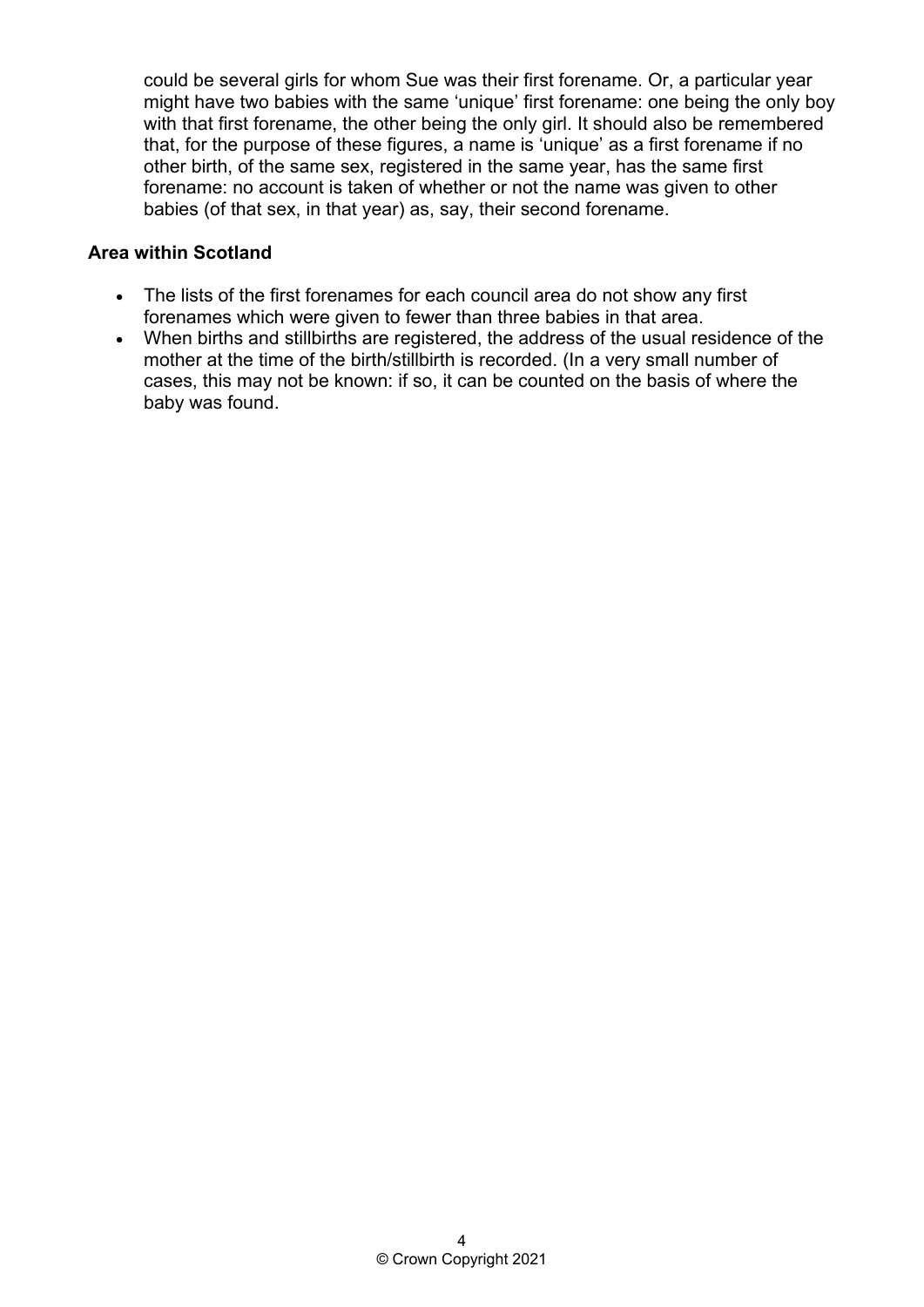could be several girls for whom Sue was their first forename. Or, a particular year might have two babies with the same 'unique' first forename: one being the only boy with that first forename, the other being the only girl. It should also be remembered that, for the purpose of these figures, a name is 'unique' as a first forename if no other birth, of the same sex, registered in the same year, has the same first forename: no account is taken of whether or not the name was given to other babies (of that sex, in that year) as, say, their second forename.

**Area within Scotland**

- The lists of the first forenames for each council area do not show any first forenames which were given to fewer than three babies in that area.
- When births and stillbirths are registered, the address of the usual residence of the mother at the time of the birth/stillbirth is recorded. (In a very small number of cases, this may not be known: if so, it can be counted on the basis of where the baby was found.

© Crown Copyright 2021